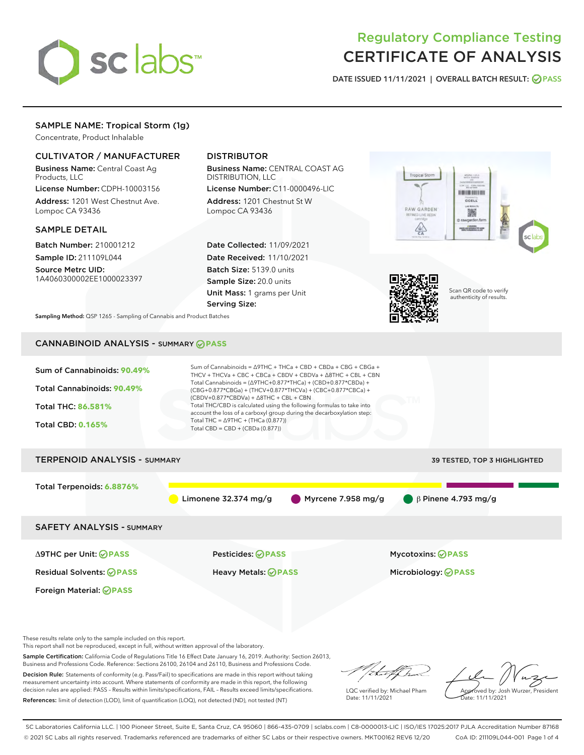# Regulatory Compliance Testing
# CERTIFICATE OF ANALYSIS

DATE ISSUED 11/11/2021 | OVERALL BATCH RESULT: PASS

## SAMPLE NAME: Tropical Storm (1g)

Concentrate, Product Inhalable

### CULTIVATOR / MANUFACTURER

**Business Name:** Central Coast Ag Products, LLC

**License Number:** CDPH-10003156

**Address:** 1201 West Chestnut Ave. Lompoc CA 93436

### DISTRIBUTOR

**Business Name:** CENTRAL COAST AG DISTRIBUTION, LLC

**License Number:** C11-0000496-LIC

**Address:** 1201 Chestnut St W Lompoc CA 93436

### SAMPLE DETAIL

**Batch Number:** 210001212

**Sample ID:** 211109L044

**Source Metrc UID:** 1A4060300002EE1000023397

**Date Collected:** 11/09/2021

**Date Received:** 11/10/2021

**Batch Size:** 5139.0 units

**Sample Size:** 20.0 units

**Unit Mass:** 1 grams per Unit

**Serving Size:**

Scan QR code to verify authenticity of results.

**Sampling Method:** QSP 1265 - Sampling of Cannabis and Product Batches

## CANNABINOID ANALYSIS - SUMMARY PASS

**Sum of Cannabinoids:** 90.49%

**Total Cannabinoids:** 90.49%

**Total THC:** 86.581%

**Total CBD:** 0.165%

Sum of Cannabinoids = Δ9THC + THCa + CBD + CBDa + CBG + CBGa + THCV + THCVa + CBC + CBCa + CBDV + CBDVa + Δ8THC + CBL + CBN

Total Cannabinoids = (Δ9THC+0.877*THCa) + (CBD+0.877*CBDa) + (CBG+0.877*CBGa) + (THCV+0.877*THCVa) + (CBC+0.877*CBCa) + (CBDV+0.877*CBDVa) + Δ8THC + CBL + CBN

Total THC/CBD is calculated using the following formulas to take into account the loss of a carboxyl group during the decarboxylation step:

Total THC = Δ9THC + (THCa (0.877))

Total CBD = CBD + (CBDa (0.877))

## TERPENOID ANALYSIS - SUMMARY

39 TESTED, TOP 3 HIGHLIGHTED

**Total Terpenoids:** 6.8876%

Limonene 32.374 mg/g | Myrcene 7.958 mg/g | β Pinene 4.793 mg/g

## SAFETY ANALYSIS - SUMMARY

| | | |
|---|---|---|
| Δ9THC per Unit: PASS | Pesticides: PASS | Mycotoxins: PASS |
| Residual Solvents: PASS | Heavy Metals: PASS | Microbiology: PASS |
| Foreign Material: PASS | | |

These results relate only to the sample included on this report.
This report shall not be reproduced, except in full, without written approval of the laboratory.

**Sample Certification:** California Code of Regulations Title 16 Effect Date January 16, 2019. Authority: Section 26013, Business and Professions Code. Reference: Sections 26100, 26104 and 26110, Business and Professions Code.

**Decision Rule:** Statements of conformity (e.g. Pass/Fail) to specifications are made in this report without taking measurement uncertainty into account. Where statements of conformity are made in this report, the following decision rules are applied: PASS – Results within limits/specifications, FAIL – Results exceed limits/specifications.

**References:** limit of detection (LOD), limit of quantification (LOQ), not detected (ND), not tested (NT)

LQC verified by: Michael Pham
Date: 11/11/2021

Approved by: Josh Wurzer, President
Date: 11/11/2021

SC Laboratories California LLC. | 100 Pioneer Street, Suite E, Santa Cruz, CA 95060 | 866-435-0709 | sclabs.com | C8-0000013-LIC | ISO/IES 17025:2017 PJLA Accreditation Number 87168
© 2021 SC Labs all rights reserved. Trademarks referenced are trademarks of either SC Labs or their respective owners. MKT00162 REV6 12/20 CoA ID: 211109L044-001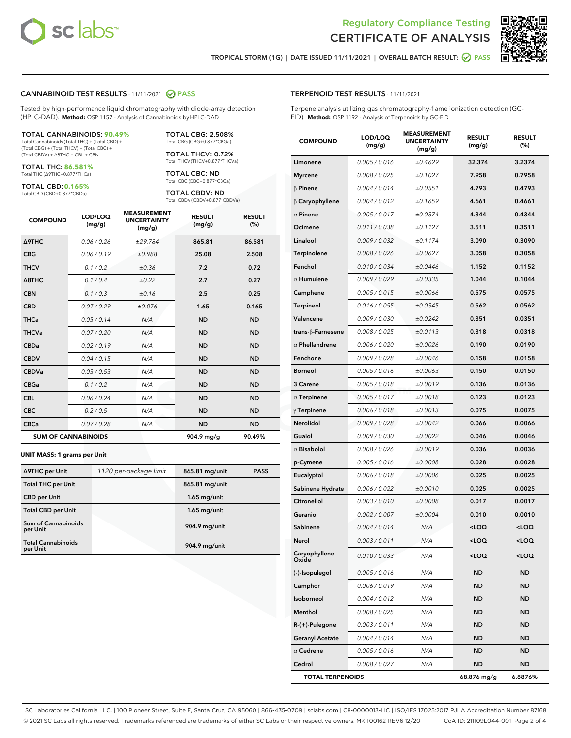Regulatory Compliance Testing
# CERTIFICATE OF ANALYSIS

TROPICAL STORM (1G) | DATE ISSUED 11/11/2021 | OVERALL BATCH RESULT: PASS

## CANNABINOID TEST RESULTS - 11/11/2021 PASS

Tested by high-performance liquid chromatography with diode-array detection (HPLC-DAD). **Method:** QSP 1157 - Analysis of Cannabinoids by HPLC-DAD

**TOTAL CANNABINOIDS: 90.49%**
Total Cannabinoids (Total THC) + (Total CBD) + (Total CBG) + (Total THCV) + (Total CBC) + (Total CBDV) + Δ8THC + CBL + CBN

**TOTAL THC: 86.581%**
Total THC (Δ9THC+0.877*THCa)

**TOTAL CBD: 0.165%**
Total CBD (CBD+0.877*CBDa)

**TOTAL CBG: 2.508%**
Total CBG (CBG+0.877*CBGa)

**TOTAL THCV: 0.72%**
Total THCV (THCV+0.877*THCVa)

**TOTAL CBC: ND**
Total CBC (CBC+0.877*CBCa)

**TOTAL CBDV: ND**
Total CBDV (CBDV+0.877*CBDVa)

| COMPOUND | LOD/LOQ (mg/g) | MEASUREMENT UNCERTAINTY (mg/g) | RESULT (mg/g) | RESULT (%) |
|---|---|---|---|---|
| Δ9THC | 0.06 / 0.26 | ±29.784 | 865.81 | 86.581 |
| CBG | 0.06 / 0.19 | ±0.988 | 25.08 | 2.508 |
| THCV | 0.1 / 0.2 | ±0.36 | 7.2 | 0.72 |
| Δ8THC | 0.1 / 0.4 | ±0.22 | 2.7 | 0.27 |
| CBN | 0.1 / 0.3 | ±0.16 | 2.5 | 0.25 |
| CBD | 0.07 / 0.29 | ±0.076 | 1.65 | 0.165 |
| THCa | 0.05 / 0.14 | N/A | ND | ND |
| THCVa | 0.07 / 0.20 | N/A | ND | ND |
| CBDa | 0.02 / 0.19 | N/A | ND | ND |
| CBDV | 0.04 / 0.15 | N/A | ND | ND |
| CBDVa | 0.03 / 0.53 | N/A | ND | ND |
| CBGa | 0.1 / 0.2 | N/A | ND | ND |
| CBL | 0.06 / 0.24 | N/A | ND | ND |
| CBC | 0.2 / 0.5 | N/A | ND | ND |
| CBCa | 0.07 / 0.28 | N/A | ND | ND |
| **SUM OF CANNABINOIDS** | | | 904.9 mg/g | 90.49% |

**UNIT MASS: 1 grams per Unit**

| | | | |
|---|---|---|---|
| Δ9THC per Unit | 1120 per-package limit | 865.81 mg/unit | PASS |
| Total THC per Unit | | 865.81 mg/unit | |
| CBD per Unit | | 1.65 mg/unit | |
| Total CBD per Unit | | 1.65 mg/unit | |
| Sum of Cannabinoids per Unit | | 904.9 mg/unit | |
| Total Cannabinoids per Unit | | 904.9 mg/unit | |

## TERPENOID TEST RESULTS - 11/11/2021

Terpene analysis utilizing gas chromatography-flame ionization detection (GC-FID). **Method:** QSP 1192 - Analysis of Terpenoids by GC-FID

| COMPOUND | LOD/LOQ (mg/g) | MEASUREMENT UNCERTAINTY (mg/g) | RESULT (mg/g) | RESULT (%) |
|---|---|---|---|---|
| Limonene | 0.005 / 0.016 | ±0.4629 | 32.374 | 3.2374 |
| Myrcene | 0.008 / 0.025 | ±0.1027 | 7.958 | 0.7958 |
| β Pinene | 0.004 / 0.014 | ±0.0551 | 4.793 | 0.4793 |
| β Caryophyllene | 0.004 / 0.012 | ±0.1659 | 4.661 | 0.4661 |
| α Pinene | 0.005 / 0.017 | ±0.0374 | 4.344 | 0.4344 |
| Ocimene | 0.011 / 0.038 | ±0.1127 | 3.511 | 0.3511 |
| Linalool | 0.009 / 0.032 | ±0.1174 | 3.090 | 0.3090 |
| Terpinolene | 0.008 / 0.026 | ±0.0627 | 3.058 | 0.3058 |
| Fenchol | 0.010 / 0.034 | ±0.0446 | 1.152 | 0.1152 |
| α Humulene | 0.009 / 0.029 | ±0.0335 | 1.044 | 0.1044 |
| Camphene | 0.005 / 0.015 | ±0.0066 | 0.575 | 0.0575 |
| Terpineol | 0.016 / 0.055 | ±0.0345 | 0.562 | 0.0562 |
| Valencene | 0.009 / 0.030 | ±0.0242 | 0.351 | 0.0351 |
| trans-β-Farnesene | 0.008 / 0.025 | ±0.0113 | 0.318 | 0.0318 |
| α Phellandrene | 0.006 / 0.020 | ±0.0026 | 0.190 | 0.0190 |
| Fenchone | 0.009 / 0.028 | ±0.0046 | 0.158 | 0.0158 |
| Borneol | 0.005 / 0.016 | ±0.0063 | 0.150 | 0.0150 |
| 3 Carene | 0.005 / 0.018 | ±0.0019 | 0.136 | 0.0136 |
| α Terpinene | 0.005 / 0.017 | ±0.0018 | 0.123 | 0.0123 |
| γ Terpinene | 0.006 / 0.018 | ±0.0013 | 0.075 | 0.0075 |
| Nerolidol | 0.009 / 0.028 | ±0.0042 | 0.066 | 0.0066 |
| Guaiol | 0.009 / 0.030 | ±0.0022 | 0.046 | 0.0046 |
| α Bisabolol | 0.008 / 0.026 | ±0.0019 | 0.036 | 0.0036 |
| p-Cymene | 0.005 / 0.016 | ±0.0008 | 0.028 | 0.0028 |
| Eucalyptol | 0.006 / 0.018 | ±0.0006 | 0.025 | 0.0025 |
| Sabinene Hydrate | 0.006 / 0.022 | ±0.0010 | 0.025 | 0.0025 |
| Citronellol | 0.003 / 0.010 | ±0.0008 | 0.017 | 0.0017 |
| Geraniol | 0.002 / 0.007 | ±0.0004 | 0.010 | 0.0010 |
| Sabinene | 0.004 / 0.014 | N/A | <LOQ | <LOQ |
| Nerol | 0.003 / 0.011 | N/A | <LOQ | <LOQ |
| Caryophyllene Oxide | 0.010 / 0.033 | N/A | <LOQ | <LOQ |
| (-)-Isopulegol | 0.005 / 0.016 | N/A | ND | ND |
| Camphor | 0.006 / 0.019 | N/A | ND | ND |
| Isoborneol | 0.004 / 0.012 | N/A | ND | ND |
| Menthol | 0.008 / 0.025 | N/A | ND | ND |
| R-(+)-Pulegone | 0.003 / 0.011 | N/A | ND | ND |
| Geranyl Acetate | 0.004 / 0.014 | N/A | ND | ND |
| α Cedrene | 0.005 / 0.016 | N/A | ND | ND |
| Cedrol | 0.008 / 0.027 | N/A | ND | ND |
| **TOTAL TERPENOIDS** | | | 68.876 mg/g | 6.8876% |

SC Laboratories California LLC. | 100 Pioneer Street, Suite E, Santa Cruz, CA 95060 | 866-435-0709 | sclabs.com | C8-0000013-LIC | ISO/IES 17025:2017 PJLA Accreditation Number 87168
© 2021 SC Labs all rights reserved. Trademarks referenced are trademarks of either SC Labs or their respective owners. MKT00162 REV6 12/20 CoA ID: 211109L044-001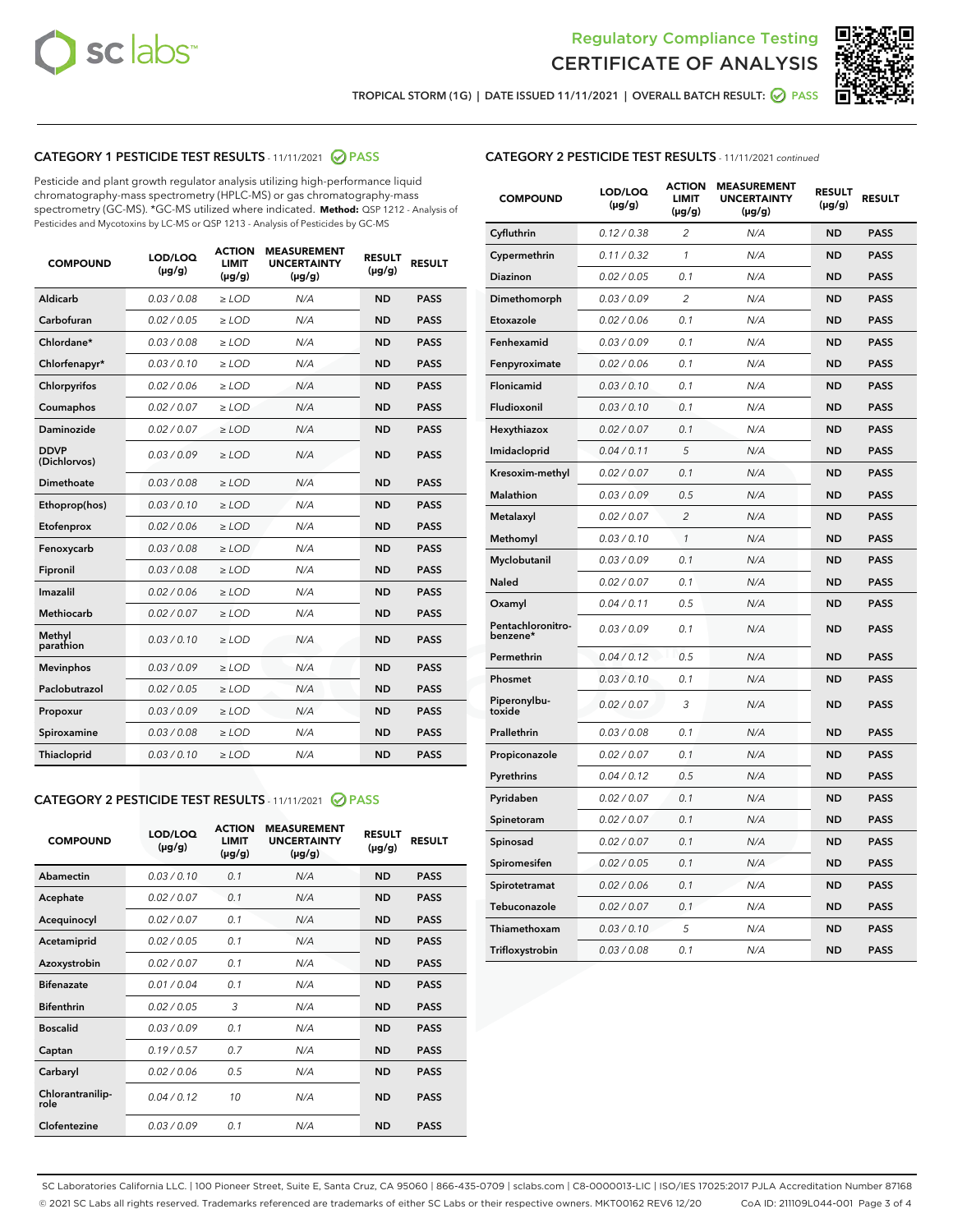Regulatory Compliance Testing

# CERTIFICATE OF ANALYSIS

TROPICAL STORM (1G) | DATE ISSUED 11/11/2021 | OVERALL BATCH RESULT: PASS

## CATEGORY 1 PESTICIDE TEST RESULTS - 11/11/2021 PASS

Pesticide and plant growth regulator analysis utilizing high-performance liquid chromatography-mass spectrometry (HPLC-MS) or gas chromatography-mass spectrometry (GC-MS). *GC-MS utilized where indicated. **Method:** QSP 1212 - Analysis of Pesticides and Mycotoxins by LC-MS or QSP 1213 - Analysis of Pesticides by GC-MS

| COMPOUND | LOD/LOQ (µg/g) | ACTION LIMIT (µg/g) | MEASUREMENT UNCERTAINTY (µg/g) | RESULT (µg/g) | RESULT |
|---|---|---|---|---|---|
| Aldicarb | 0.03 / 0.08 | ≥ LOD | N/A | ND | PASS |
| Carbofuran | 0.02 / 0.05 | ≥ LOD | N/A | ND | PASS |
| Chlordane* | 0.03 / 0.08 | ≥ LOD | N/A | ND | PASS |
| Chlorfenapyr* | 0.03 / 0.10 | ≥ LOD | N/A | ND | PASS |
| Chlorpyrifos | 0.02 / 0.06 | ≥ LOD | N/A | ND | PASS |
| Coumaphos | 0.02 / 0.07 | ≥ LOD | N/A | ND | PASS |
| Daminozide | 0.02 / 0.07 | ≥ LOD | N/A | ND | PASS |
| DDVP (Dichlorvos) | 0.03 / 0.09 | ≥ LOD | N/A | ND | PASS |
| Dimethoate | 0.03 / 0.08 | ≥ LOD | N/A | ND | PASS |
| Ethoprop(hos) | 0.03 / 0.10 | ≥ LOD | N/A | ND | PASS |
| Etofenprox | 0.02 / 0.06 | ≥ LOD | N/A | ND | PASS |
| Fenoxycarb | 0.03 / 0.08 | ≥ LOD | N/A | ND | PASS |
| Fipronil | 0.03 / 0.08 | ≥ LOD | N/A | ND | PASS |
| Imazalil | 0.02 / 0.06 | ≥ LOD | N/A | ND | PASS |
| Methiocarb | 0.02 / 0.07 | ≥ LOD | N/A | ND | PASS |
| Methyl parathion | 0.03 / 0.10 | ≥ LOD | N/A | ND | PASS |
| Mevinphos | 0.03 / 0.09 | ≥ LOD | N/A | ND | PASS |
| Paclobutrazol | 0.02 / 0.05 | ≥ LOD | N/A | ND | PASS |
| Propoxur | 0.03 / 0.09 | ≥ LOD | N/A | ND | PASS |
| Spiroxamine | 0.03 / 0.08 | ≥ LOD | N/A | ND | PASS |
| Thiacloprid | 0.03 / 0.10 | ≥ LOD | N/A | ND | PASS |

## CATEGORY 2 PESTICIDE TEST RESULTS - 11/11/2021 PASS

| COMPOUND | LOD/LOQ (µg/g) | ACTION LIMIT (µg/g) | MEASUREMENT UNCERTAINTY (µg/g) | RESULT (µg/g) | RESULT |
|---|---|---|---|---|---|
| Abamectin | 0.03 / 0.10 | 0.1 | N/A | ND | PASS |
| Acephate | 0.02 / 0.07 | 0.1 | N/A | ND | PASS |
| Acequinocyl | 0.02 / 0.07 | 0.1 | N/A | ND | PASS |
| Acetamiprid | 0.02 / 0.05 | 0.1 | N/A | ND | PASS |
| Azoxystrobin | 0.02 / 0.07 | 0.1 | N/A | ND | PASS |
| Bifenazate | 0.01 / 0.04 | 0.1 | N/A | ND | PASS |
| Bifenthrin | 0.02 / 0.05 | 3 | N/A | ND | PASS |
| Boscalid | 0.03 / 0.09 | 0.1 | N/A | ND | PASS |
| Captan | 0.19 / 0.57 | 0.7 | N/A | ND | PASS |
| Carbaryl | 0.02 / 0.06 | 0.5 | N/A | ND | PASS |
| Chlorantraniliprole | 0.04 / 0.12 | 10 | N/A | ND | PASS |
| Clofentezine | 0.03 / 0.09 | 0.1 | N/A | ND | PASS |
| Cyfluthrin | 0.12 / 0.38 | 2 | N/A | ND | PASS |
| Cypermethrin | 0.11 / 0.32 | 1 | N/A | ND | PASS |
| Diazinon | 0.02 / 0.05 | 0.1 | N/A | ND | PASS |
| Dimethomorph | 0.03 / 0.09 | 2 | N/A | ND | PASS |
| Etoxazole | 0.02 / 0.06 | 0.1 | N/A | ND | PASS |
| Fenhexamid | 0.03 / 0.09 | 0.1 | N/A | ND | PASS |
| Fenpyroximate | 0.02 / 0.06 | 0.1 | N/A | ND | PASS |
| Flonicamid | 0.03 / 0.10 | 0.1 | N/A | ND | PASS |
| Fludioxonil | 0.03 / 0.10 | 0.1 | N/A | ND | PASS |
| Hexythiazox | 0.02 / 0.07 | 0.1 | N/A | ND | PASS |
| Imidacloprid | 0.04 / 0.11 | 5 | N/A | ND | PASS |
| Kresoxim-methyl | 0.02 / 0.07 | 0.1 | N/A | ND | PASS |
| Malathion | 0.03 / 0.09 | 0.5 | N/A | ND | PASS |
| Metalaxyl | 0.02 / 0.07 | 2 | N/A | ND | PASS |
| Methomyl | 0.03 / 0.10 | 1 | N/A | ND | PASS |
| Myclobutanil | 0.03 / 0.09 | 0.1 | N/A | ND | PASS |
| Naled | 0.02 / 0.07 | 0.1 | N/A | ND | PASS |
| Oxamyl | 0.04 / 0.11 | 0.5 | N/A | ND | PASS |
| Pentachloronitrobenzene* | 0.03 / 0.09 | 0.1 | N/A | ND | PASS |
| Permethrin | 0.04 / 0.12 | 0.5 | N/A | ND | PASS |
| Phosmet | 0.03 / 0.10 | 0.1 | N/A | ND | PASS |
| Piperonylbutoxide | 0.02 / 0.07 | 3 | N/A | ND | PASS |
| Prallethrin | 0.03 / 0.08 | 0.1 | N/A | ND | PASS |
| Propiconazole | 0.02 / 0.07 | 0.1 | N/A | ND | PASS |
| Pyrethrins | 0.04 / 0.12 | 0.5 | N/A | ND | PASS |
| Pyridaben | 0.02 / 0.07 | 0.1 | N/A | ND | PASS |
| Spinetoram | 0.02 / 0.07 | 0.1 | N/A | ND | PASS |
| Spinosad | 0.02 / 0.07 | 0.1 | N/A | ND | PASS |
| Spiromesifen | 0.02 / 0.05 | 0.1 | N/A | ND | PASS |
| Spirotetramat | 0.02 / 0.06 | 0.1 | N/A | ND | PASS |
| Tebuconazole | 0.02 / 0.07 | 0.1 | N/A | ND | PASS |
| Thiamethoxam | 0.03 / 0.10 | 5 | N/A | ND | PASS |
| Trifloxystrobin | 0.03 / 0.08 | 0.1 | N/A | ND | PASS |

SC Laboratories California LLC. | 100 Pioneer Street, Suite E, Santa Cruz, CA 95060 | 866-435-0709 | sclabs.com | C8-0000013-LIC | ISO/IES 17025:2017 PJLA Accreditation Number 87168
© 2021 SC Labs all rights reserved. Trademarks referenced are trademarks of either SC Labs or their respective owners. MKT00162 REV6 12/20 CoA ID: 211109L044-001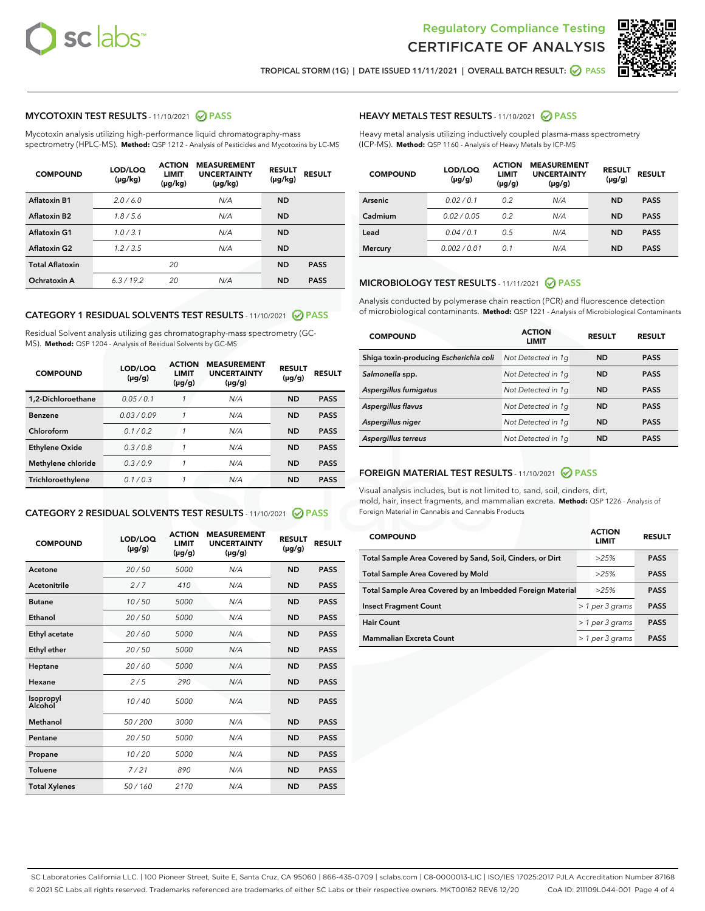Regulatory Compliance Testing
# CERTIFICATE OF ANALYSIS

TROPICAL STORM (1G) | DATE ISSUED 11/11/2021 | OVERALL BATCH RESULT: PASS

## MYCOTOXIN TEST RESULTS - 11/10/2021 PASS

Mycotoxin analysis utilizing high-performance liquid chromatography-mass spectrometry (HPLC-MS). **Method:** QSP 1212 - Analysis of Pesticides and Mycotoxins by LC-MS

| COMPOUND | LOD/LOQ (µg/kg) | ACTION LIMIT (µg/kg) | MEASUREMENT UNCERTAINTY (µg/kg) | RESULT (µg/kg) | RESULT |
|---|---|---|---|---|---|
| Aflatoxin B1 | 2.0 / 6.0 | | N/A | ND | |
| Aflatoxin B2 | 1.8 / 5.6 | | N/A | ND | |
| Aflatoxin G1 | 1.0 / 3.1 | | N/A | ND | |
| Aflatoxin G2 | 1.2 / 3.5 | | N/A | ND | |
| Total Aflatoxin | | 20 | | ND | PASS |
| Ochratoxin A | 6.3 / 19.2 | 20 | N/A | ND | PASS |

## CATEGORY 1 RESIDUAL SOLVENTS TEST RESULTS - 11/10/2021 PASS

Residual Solvent analysis utilizing gas chromatography-mass spectrometry (GC-MS). **Method:** QSP 1204 - Analysis of Residual Solvents by GC-MS

| COMPOUND | LOD/LOQ (µg/g) | ACTION LIMIT (µg/g) | MEASUREMENT UNCERTAINTY (µg/g) | RESULT (µg/g) | RESULT |
|---|---|---|---|---|---|
| 1,2-Dichloroethane | 0.05 / 0.1 | 1 | N/A | ND | PASS |
| Benzene | 0.03 / 0.09 | 1 | N/A | ND | PASS |
| Chloroform | 0.1 / 0.2 | 1 | N/A | ND | PASS |
| Ethylene Oxide | 0.3 / 0.8 | 1 | N/A | ND | PASS |
| Methylene chloride | 0.3 / 0.9 | 1 | N/A | ND | PASS |
| Trichloroethylene | 0.1 / 0.3 | 1 | N/A | ND | PASS |

## CATEGORY 2 RESIDUAL SOLVENTS TEST RESULTS - 11/10/2021 PASS

| COMPOUND | LOD/LOQ (µg/g) | ACTION LIMIT (µg/g) | MEASUREMENT UNCERTAINTY (µg/g) | RESULT (µg/g) | RESULT |
|---|---|---|---|---|---|
| Acetone | 20 / 50 | 5000 | N/A | ND | PASS |
| Acetonitrile | 2 / 7 | 410 | N/A | ND | PASS |
| Butane | 10 / 50 | 5000 | N/A | ND | PASS |
| Ethanol | 20 / 50 | 5000 | N/A | ND | PASS |
| Ethyl acetate | 20 / 60 | 5000 | N/A | ND | PASS |
| Ethyl ether | 20 / 50 | 5000 | N/A | ND | PASS |
| Heptane | 20 / 60 | 5000 | N/A | ND | PASS |
| Hexane | 2 / 5 | 290 | N/A | ND | PASS |
| Isopropyl Alcohol | 10 / 40 | 5000 | N/A | ND | PASS |
| Methanol | 50 / 200 | 3000 | N/A | ND | PASS |
| Pentane | 20 / 50 | 5000 | N/A | ND | PASS |
| Propane | 10 / 20 | 5000 | N/A | ND | PASS |
| Toluene | 7 / 21 | 890 | N/A | ND | PASS |
| Total Xylenes | 50 / 160 | 2170 | N/A | ND | PASS |

## HEAVY METALS TEST RESULTS - 11/10/2021 PASS

Heavy metal analysis utilizing inductively coupled plasma-mass spectrometry (ICP-MS). **Method:** QSP 1160 - Analysis of Heavy Metals by ICP-MS

| COMPOUND | LOD/LOQ (µg/g) | ACTION LIMIT (µg/g) | MEASUREMENT UNCERTAINTY (µg/g) | RESULT (µg/g) | RESULT |
|---|---|---|---|---|---|
| Arsenic | 0.02 / 0.1 | 0.2 | N/A | ND | PASS |
| Cadmium | 0.02 / 0.05 | 0.2 | N/A | ND | PASS |
| Lead | 0.04 / 0.1 | 0.5 | N/A | ND | PASS |
| Mercury | 0.002 / 0.01 | 0.1 | N/A | ND | PASS |

## MICROBIOLOGY TEST RESULTS - 11/11/2021 PASS

Analysis conducted by polymerase chain reaction (PCR) and fluorescence detection of microbiological contaminants. **Method:** QSP 1221 - Analysis of Microbiological Contaminants

| COMPOUND | ACTION LIMIT | RESULT | RESULT |
|---|---|---|---|
| Shiga toxin-producing *Escherichia coli* | Not Detected in 1g | ND | PASS |
| *Salmonella* spp. | Not Detected in 1g | ND | PASS |
| *Aspergillus fumigatus* | Not Detected in 1g | ND | PASS |
| *Aspergillus flavus* | Not Detected in 1g | ND | PASS |
| *Aspergillus niger* | Not Detected in 1g | ND | PASS |
| *Aspergillus terreus* | Not Detected in 1g | ND | PASS |

## FOREIGN MATERIAL TEST RESULTS - 11/10/2021 PASS

Visual analysis includes, but is not limited to, sand, soil, cinders, dirt, mold, hair, insect fragments, and mammalian excreta. **Method:** QSP 1226 - Analysis of Foreign Material in Cannabis and Cannabis Products

| COMPOUND | ACTION LIMIT | RESULT |
|---|---|---|
| Total Sample Area Covered by Sand, Soil, Cinders, or Dirt | >25% | PASS |
| Total Sample Area Covered by Mold | >25% | PASS |
| Total Sample Area Covered by an Imbedded Foreign Material | >25% | PASS |
| Insect Fragment Count | > 1 per 3 grams | PASS |
| Hair Count | > 1 per 3 grams | PASS |
| Mammalian Excreta Count | > 1 per 3 grams | PASS |

SC Laboratories California LLC. | 100 Pioneer Street, Suite E, Santa Cruz, CA 95060 | 866-435-0709 | sclabs.com | C8-0000013-LIC | ISO/IES 17025:2017 PJLA Accreditation Number 87168
© 2021 SC Labs all rights reserved. Trademarks referenced are trademarks of either SC Labs or their respective owners. MKT00162 REV6 12/20 CoA ID: 211109L044-001